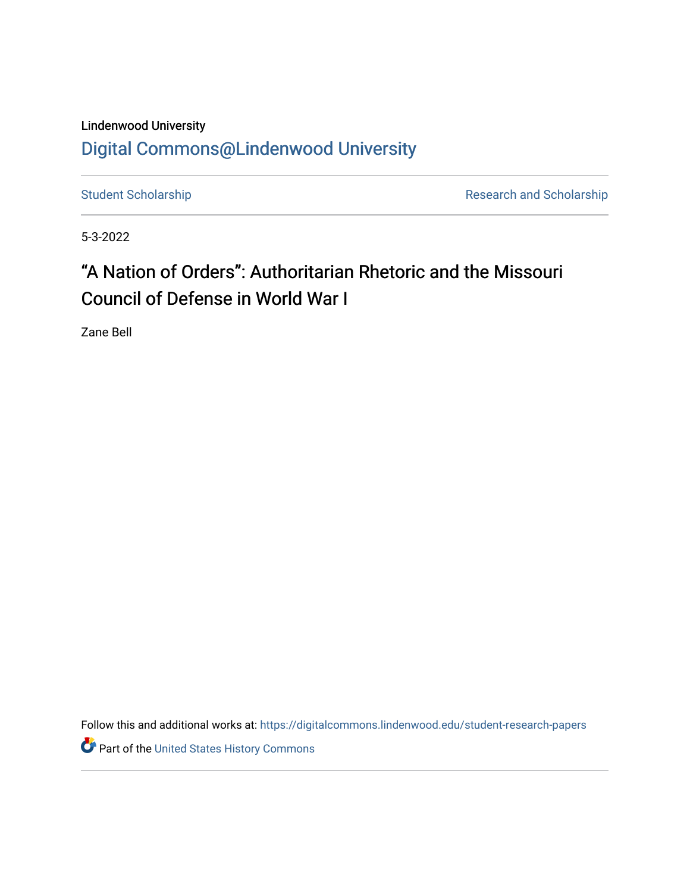Lindenwood University

# Digital Commons@Lindenwood University

Student Scholarship

Research and Scholarship

5-3-2022

## “A Nation of Orders”: Authoritarian Rhetoric and the Missouri Council of Defense in World War I

Zane Bell

Follow this and additional works at: https://digitalcommons.lindenwood.edu/student-research-papers

Part of the United States History Commons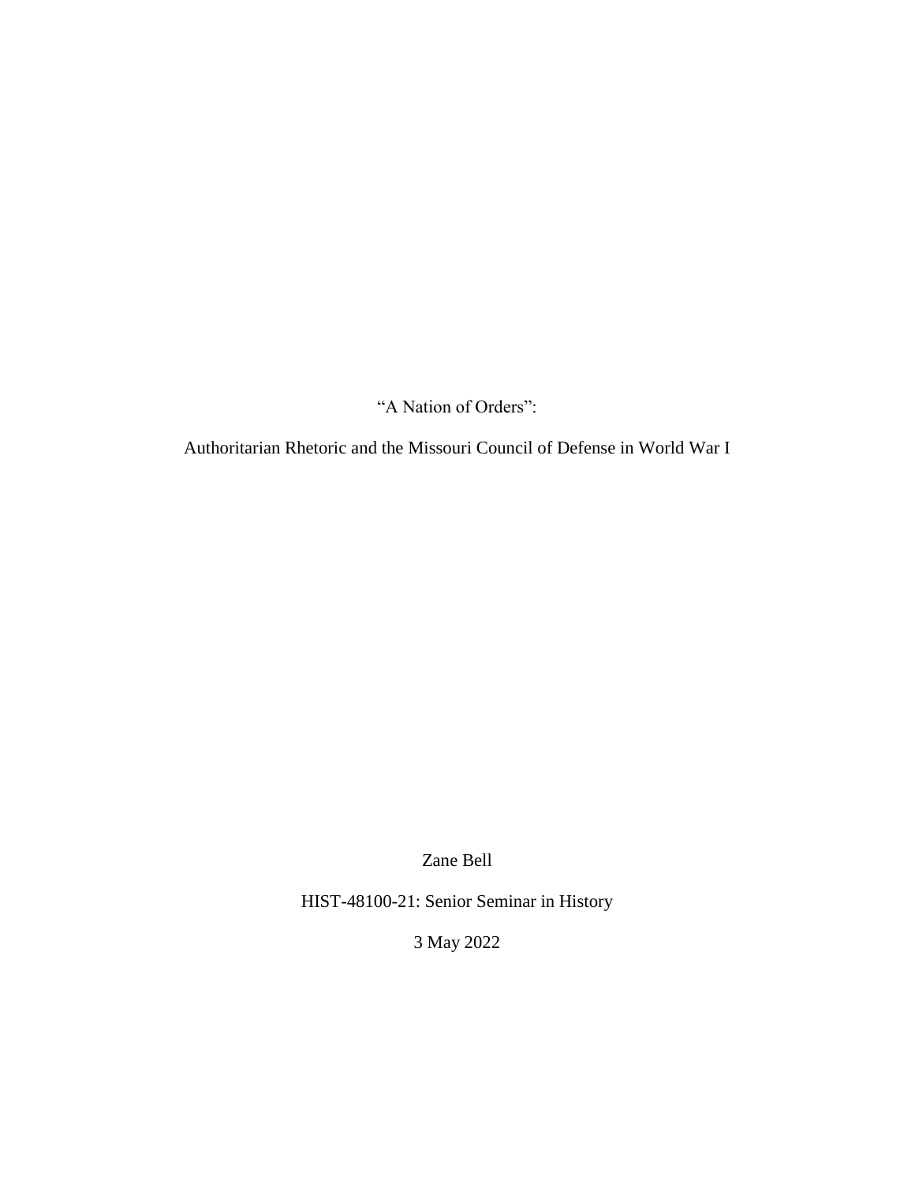# "A Nation of Orders":

## Authoritarian Rhetoric and the Missouri Council of Defense in World War I

Zane Bell

HIST-48100-21: Senior Seminar in History

3 May 2022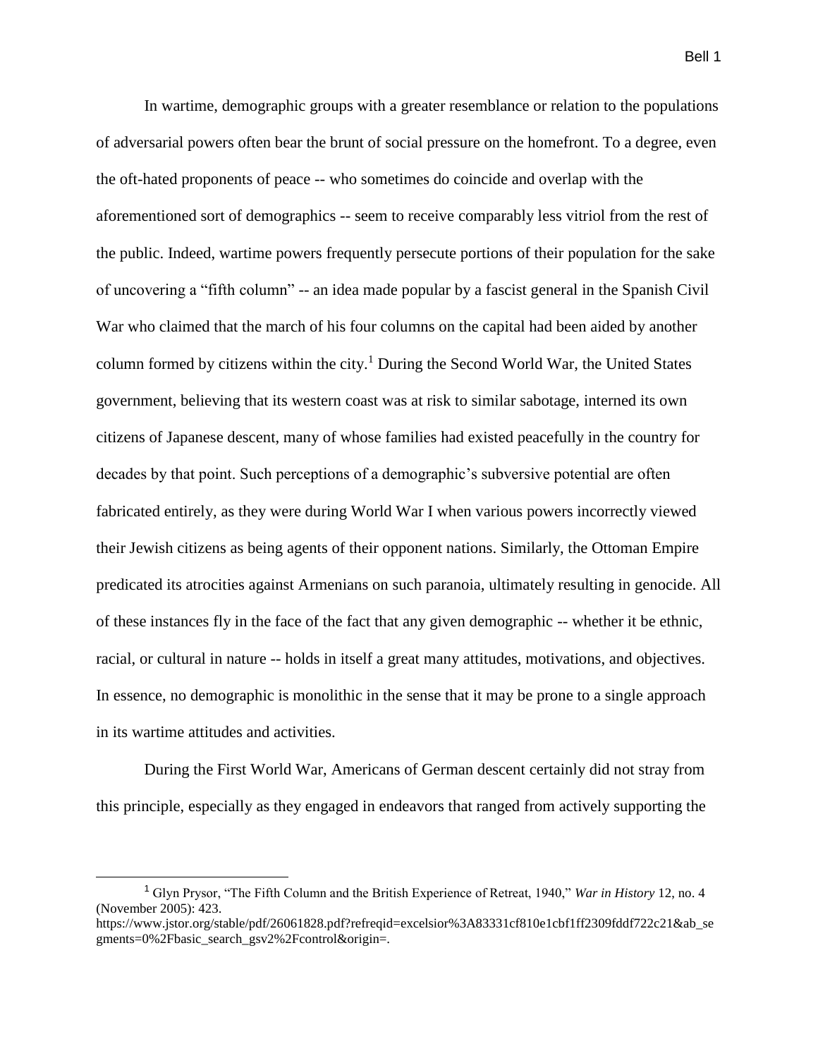In wartime, demographic groups with a greater resemblance or relation to the populations of adversarial powers often bear the brunt of social pressure on the homefront. To a degree, even the oft-hated proponents of peace -- who sometimes do coincide and overlap with the aforementioned sort of demographics -- seem to receive comparably less vitriol from the rest of the public. Indeed, wartime powers frequently persecute portions of their population for the sake of uncovering a "fifth column" -- an idea made popular by a fascist general in the Spanish Civil War who claimed that the march of his four columns on the capital had been aided by another column formed by citizens within the city.[1] During the Second World War, the United States government, believing that its western coast was at risk to similar sabotage, interned its own citizens of Japanese descent, many of whose families had existed peacefully in the country for decades by that point. Such perceptions of a demographic's subversive potential are often fabricated entirely, as they were during World War I when various powers incorrectly viewed their Jewish citizens as being agents of their opponent nations. Similarly, the Ottoman Empire predicated its atrocities against Armenians on such paranoia, ultimately resulting in genocide. All of these instances fly in the face of the fact that any given demographic -- whether it be ethnic, racial, or cultural in nature -- holds in itself a great many attitudes, motivations, and objectives. In essence, no demographic is monolithic in the sense that it may be prone to a single approach in its wartime attitudes and activities.

During the First World War, Americans of German descent certainly did not stray from this principle, especially as they engaged in endeavors that ranged from actively supporting the

---

[1] Glyn Prysor, "The Fifth Column and the British Experience of Retreat, 1940," *War in History* 12, no. 4 (November 2005): 423. https://www.jstor.org/stable/pdf/26061828.pdf?refreqid=excelsior%3A83331cf810e1cbf1ff2309fddf722c21&ab_segments=0%2Fbasic_search_gsv2%2Fcontrol&origin=.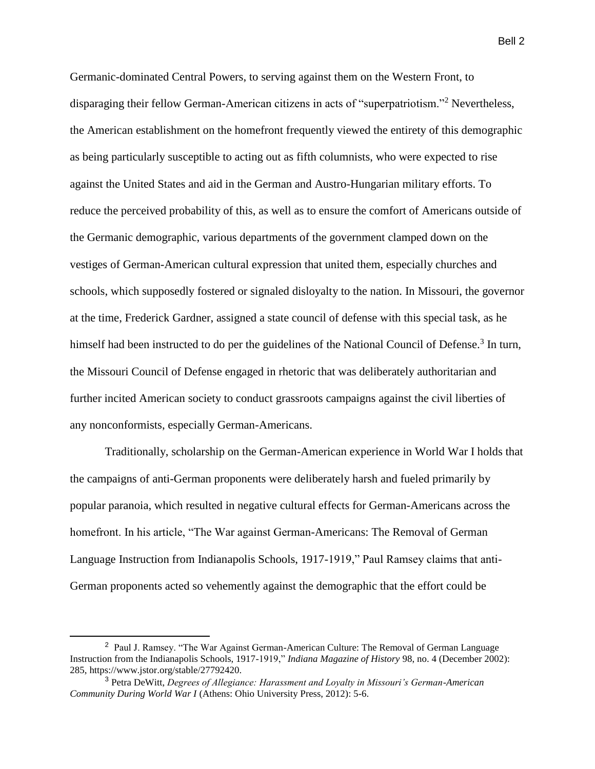Germanic-dominated Central Powers, to serving against them on the Western Front, to disparaging their fellow German-American citizens in acts of "superpatriotism."[2] Nevertheless, the American establishment on the homefront frequently viewed the entirety of this demographic as being particularly susceptible to acting out as fifth columnists, who were expected to rise against the United States and aid in the German and Austro-Hungarian military efforts. To reduce the perceived probability of this, as well as to ensure the comfort of Americans outside of the Germanic demographic, various departments of the government clamped down on the vestiges of German-American cultural expression that united them, especially churches and schools, which supposedly fostered or signaled disloyalty to the nation. In Missouri, the governor at the time, Frederick Gardner, assigned a state council of defense with this special task, as he himself had been instructed to do per the guidelines of the National Council of Defense.[3] In turn, the Missouri Council of Defense engaged in rhetoric that was deliberately authoritarian and further incited American society to conduct grassroots campaigns against the civil liberties of any nonconformists, especially German-Americans.

Traditionally, scholarship on the German-American experience in World War I holds that the campaigns of anti-German proponents were deliberately harsh and fueled primarily by popular paranoia, which resulted in negative cultural effects for German-Americans across the homefront. In his article, "The War against German-Americans: The Removal of German Language Instruction from Indianapolis Schools, 1917-1919," Paul Ramsey claims that anti-German proponents acted so vehemently against the demographic that the effort could be

---

[2] Paul J. Ramsey. "The War Against German-American Culture: The Removal of German Language Instruction from the Indianapolis Schools, 1917-1919," *Indiana Magazine of History* 98, no. 4 (December 2002): 285, https://www.jstor.org/stable/27792420.

[3] Petra DeWitt, *Degrees of Allegiance: Harassment and Loyalty in Missouri's German-American Community During World War I* (Athens: Ohio University Press, 2012): 5-6.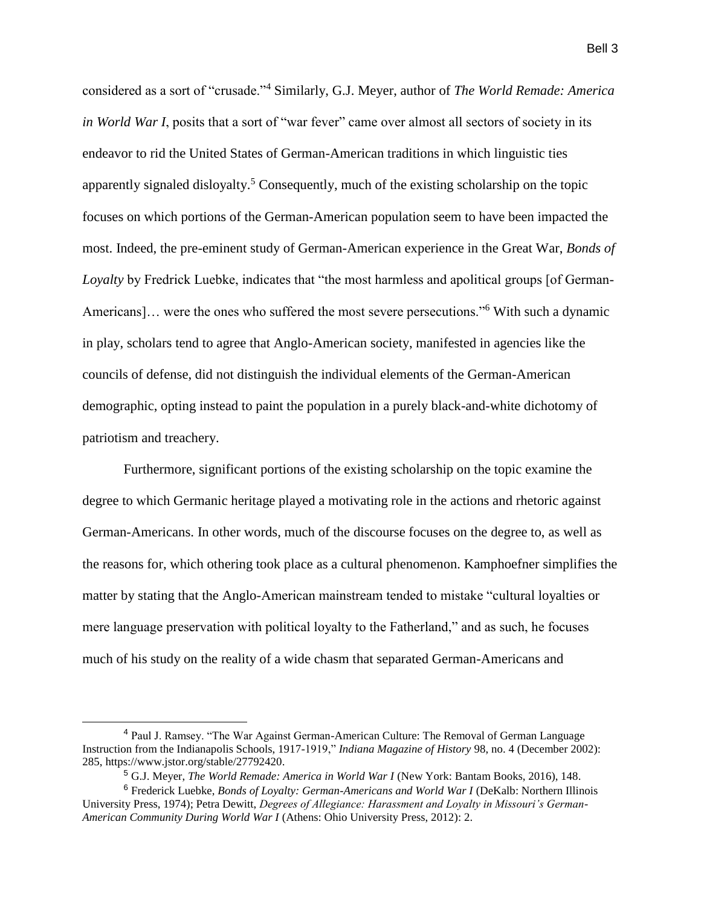considered as a sort of "crusade."[4] Similarly, G.J. Meyer, author of *The World Remade: America in World War I*, posits that a sort of "war fever" came over almost all sectors of society in its endeavor to rid the United States of German-American traditions in which linguistic ties apparently signaled disloyalty.[5] Consequently, much of the existing scholarship on the topic focuses on which portions of the German-American population seem to have been impacted the most. Indeed, the pre-eminent study of German-American experience in the Great War, *Bonds of Loyalty* by Fredrick Luebke, indicates that "the most harmless and apolitical groups [of German-Americans]… were the ones who suffered the most severe persecutions."[6] With such a dynamic in play, scholars tend to agree that Anglo-American society, manifested in agencies like the councils of defense, did not distinguish the individual elements of the German-American demographic, opting instead to paint the population in a purely black-and-white dichotomy of patriotism and treachery.

Furthermore, significant portions of the existing scholarship on the topic examine the degree to which Germanic heritage played a motivating role in the actions and rhetoric against German-Americans. In other words, much of the discourse focuses on the degree to, as well as the reasons for, which othering took place as a cultural phenomenon. Kamphoefner simplifies the matter by stating that the Anglo-American mainstream tended to mistake "cultural loyalties or mere language preservation with political loyalty to the Fatherland," and as such, he focuses much of his study on the reality of a wide chasm that separated German-Americans and

---

[4] Paul J. Ramsey. "The War Against German-American Culture: The Removal of German Language Instruction from the Indianapolis Schools, 1917-1919," *Indiana Magazine of History* 98, no. 4 (December 2002): 285, https://www.jstor.org/stable/27792420.

[5] G.J. Meyer, *The World Remade: America in World War I* (New York: Bantam Books, 2016), 148.

[6] Frederick Luebke, *Bonds of Loyalty: German-Americans and World War I* (DeKalb: Northern Illinois University Press, 1974); Petra Dewitt, *Degrees of Allegiance: Harassment and Loyalty in Missouri's German-American Community During World War I* (Athens: Ohio University Press, 2012): 2.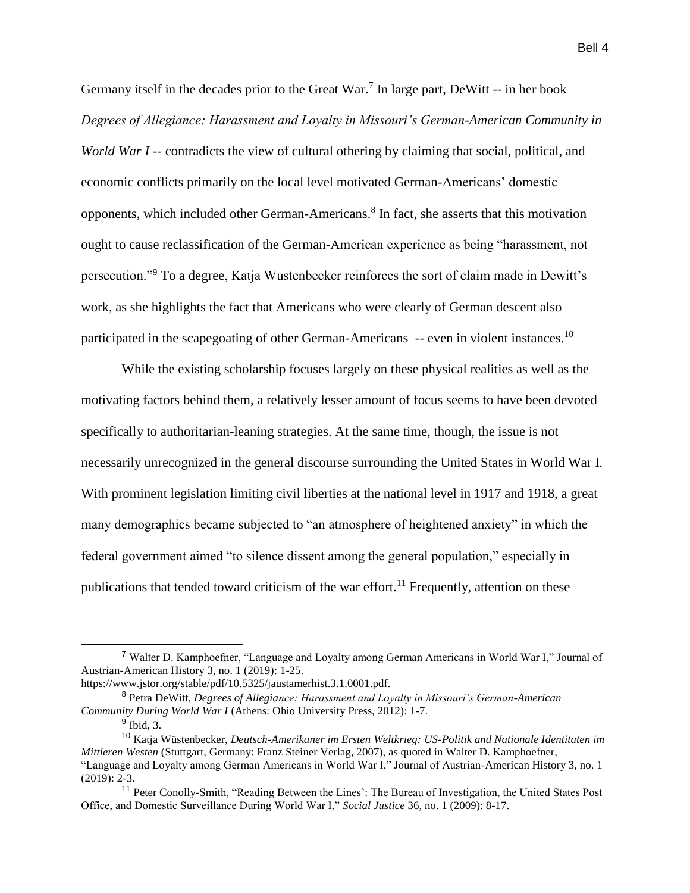Germany itself in the decades prior to the Great War.[7] In large part, DeWitt -- in her book *Degrees of Allegiance: Harassment and Loyalty in Missouri's German-American Community in World War I* -- contradicts the view of cultural othering by claiming that social, political, and economic conflicts primarily on the local level motivated German-Americans' domestic opponents, which included other German-Americans.[8] In fact, she asserts that this motivation ought to cause reclassification of the German-American experience as being "harassment, not persecution."[9] To a degree, Katja Wustenbecker reinforces the sort of claim made in Dewitt's work, as she highlights the fact that Americans who were clearly of German descent also participated in the scapegoating of other German-Americans -- even in violent instances.[10]

While the existing scholarship focuses largely on these physical realities as well as the motivating factors behind them, a relatively lesser amount of focus seems to have been devoted specifically to authoritarian-leaning strategies. At the same time, though, the issue is not necessarily unrecognized in the general discourse surrounding the United States in World War I. With prominent legislation limiting civil liberties at the national level in 1917 and 1918, a great many demographics became subjected to "an atmosphere of heightened anxiety" in which the federal government aimed "to silence dissent among the general population," especially in publications that tended toward criticism of the war effort.[11] Frequently, attention on these

---

[7] Walter D. Kamphoefner, "Language and Loyalty among German Americans in World War I," Journal of Austrian-American History 3, no. 1 (2019): 1-25. https://www.jstor.org/stable/pdf/10.5325/jaustamerhist.3.1.0001.pdf.

[8] Petra DeWitt, *Degrees of Allegiance: Harassment and Loyalty in Missouri's German-American Community During World War I* (Athens: Ohio University Press, 2012): 1-7.

[9] Ibid, 3.

[10] Katja Wüstenbecker, *Deutsch-Amerikaner im Ersten Weltkrieg: US-Politik and Nationale Identitaten im Mittleren Westen* (Stuttgart, Germany: Franz Steiner Verlag, 2007), as quoted in Walter D. Kamphoefner, "Language and Loyalty among German Americans in World War I," Journal of Austrian-American History 3, no. 1 (2019): 2-3.

[11] Peter Conolly-Smith, "Reading Between the Lines': The Bureau of Investigation, the United States Post Office, and Domestic Surveillance During World War I," *Social Justice* 36, no. 1 (2009): 8-17.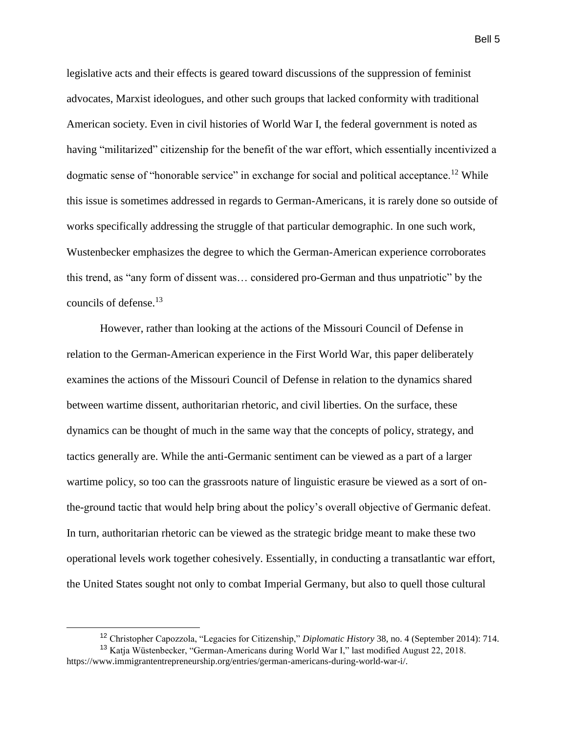legislative acts and their effects is geared toward discussions of the suppression of feminist advocates, Marxist ideologues, and other such groups that lacked conformity with traditional American society. Even in civil histories of World War I, the federal government is noted as having "militarized" citizenship for the benefit of the war effort, which essentially incentivized a dogmatic sense of "honorable service" in exchange for social and political acceptance.[12] While this issue is sometimes addressed in regards to German-Americans, it is rarely done so outside of works specifically addressing the struggle of that particular demographic. In one such work, Wustenbecker emphasizes the degree to which the German-American experience corroborates this trend, as "any form of dissent was… considered pro-German and thus unpatriotic" by the councils of defense.[13]

However, rather than looking at the actions of the Missouri Council of Defense in relation to the German-American experience in the First World War, this paper deliberately examines the actions of the Missouri Council of Defense in relation to the dynamics shared between wartime dissent, authoritarian rhetoric, and civil liberties. On the surface, these dynamics can be thought of much in the same way that the concepts of policy, strategy, and tactics generally are. While the anti-Germanic sentiment can be viewed as a part of a larger wartime policy, so too can the grassroots nature of linguistic erasure be viewed as a sort of on-the-ground tactic that would help bring about the policy's overall objective of Germanic defeat. In turn, authoritarian rhetoric can be viewed as the strategic bridge meant to make these two operational levels work together cohesively. Essentially, in conducting a transatlantic war effort, the United States sought not only to combat Imperial Germany, but also to quell those cultural

---

[12] Christopher Capozzola, "Legacies for Citizenship," *Diplomatic History* 38, no. 4 (September 2014): 714.

[13] Katja Wüstenbecker, "German-Americans during World War I," last modified August 22, 2018. https://www.immigrantentrepreneurship.org/entries/german-americans-during-world-war-i/.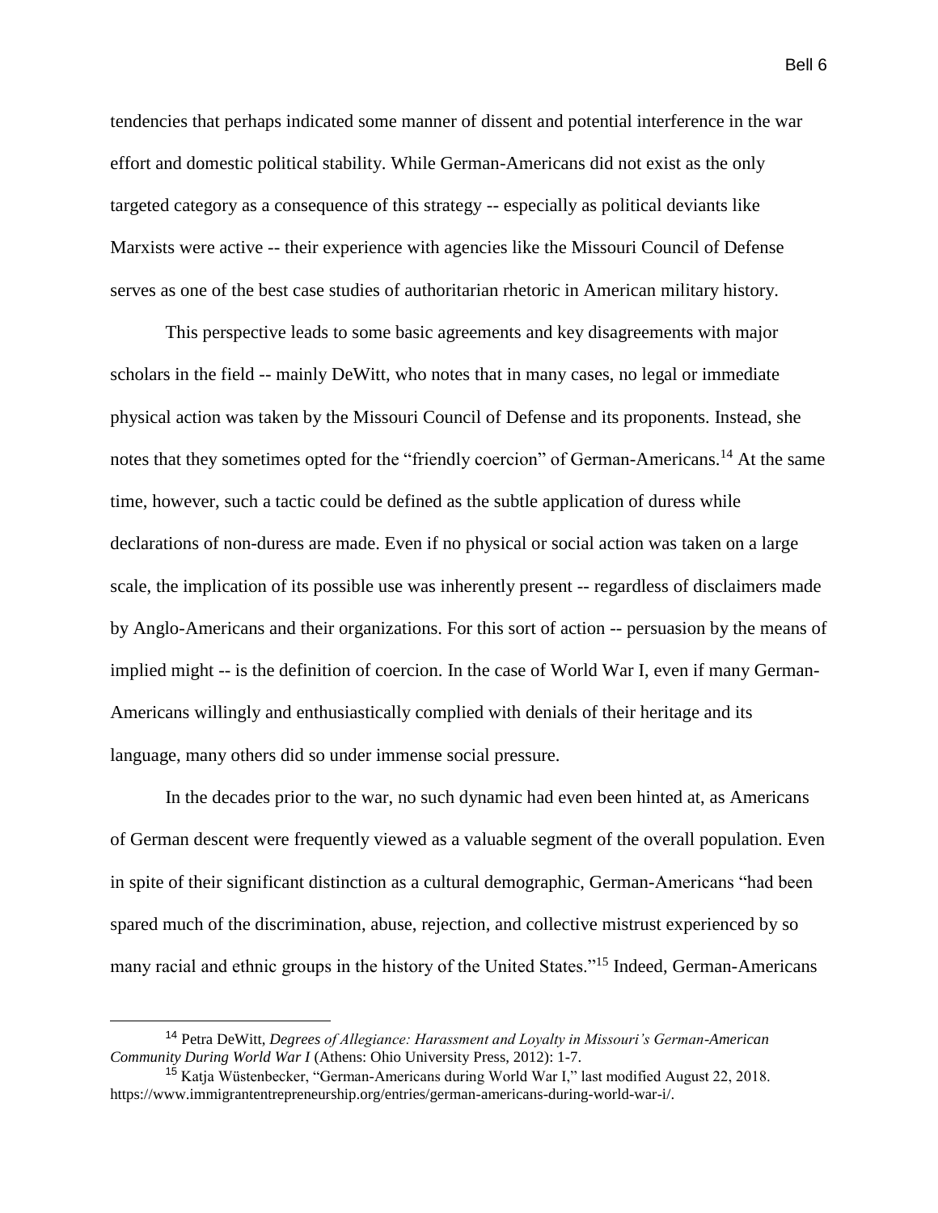tendencies that perhaps indicated some manner of dissent and potential interference in the war effort and domestic political stability. While German-Americans did not exist as the only targeted category as a consequence of this strategy -- especially as political deviants like Marxists were active -- their experience with agencies like the Missouri Council of Defense serves as one of the best case studies of authoritarian rhetoric in American military history.

This perspective leads to some basic agreements and key disagreements with major scholars in the field -- mainly DeWitt, who notes that in many cases, no legal or immediate physical action was taken by the Missouri Council of Defense and its proponents. Instead, she notes that they sometimes opted for the "friendly coercion" of German-Americans.[14] At the same time, however, such a tactic could be defined as the subtle application of duress while declarations of non-duress are made. Even if no physical or social action was taken on a large scale, the implication of its possible use was inherently present -- regardless of disclaimers made by Anglo-Americans and their organizations. For this sort of action -- persuasion by the means of implied might -- is the definition of coercion. In the case of World War I, even if many German-Americans willingly and enthusiastically complied with denials of their heritage and its language, many others did so under immense social pressure.

In the decades prior to the war, no such dynamic had even been hinted at, as Americans of German descent were frequently viewed as a valuable segment of the overall population. Even in spite of their significant distinction as a cultural demographic, German-Americans "had been spared much of the discrimination, abuse, rejection, and collective mistrust experienced by so many racial and ethnic groups in the history of the United States."[15] Indeed, German-Americans

---

[14] Petra DeWitt, *Degrees of Allegiance: Harassment and Loyalty in Missouri's German-American Community During World War I* (Athens: Ohio University Press, 2012): 1-7.

[15] Katja Wüstenbecker, "German-Americans during World War I," last modified August 22, 2018. https://www.immigrantentrepreneurship.org/entries/german-americans-during-world-war-i/.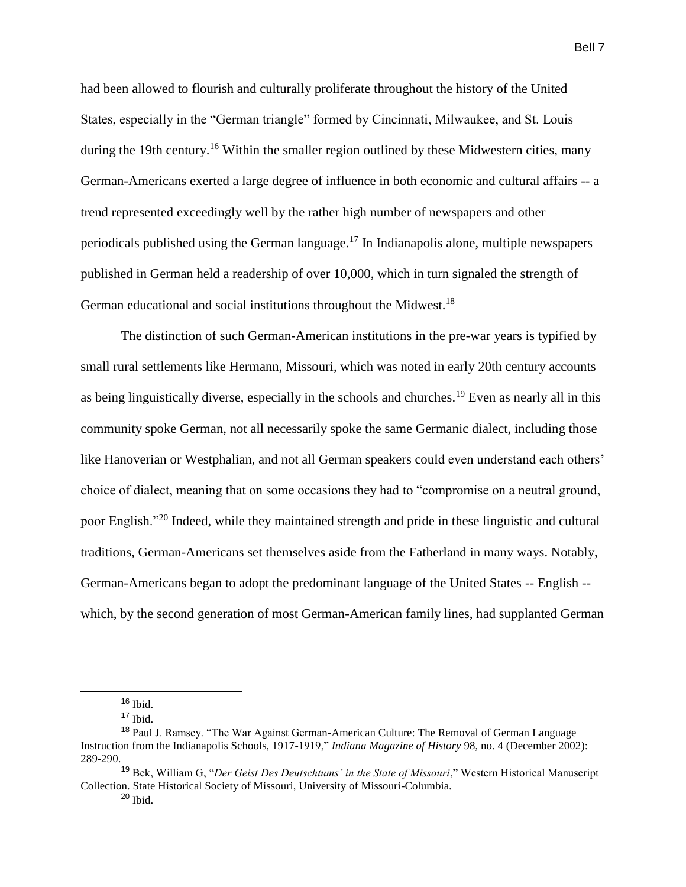had been allowed to flourish and culturally proliferate throughout the history of the United States, especially in the "German triangle" formed by Cincinnati, Milwaukee, and St. Louis during the 19th century.[16] Within the smaller region outlined by these Midwestern cities, many German-Americans exerted a large degree of influence in both economic and cultural affairs -- a trend represented exceedingly well by the rather high number of newspapers and other periodicals published using the German language.[17] In Indianapolis alone, multiple newspapers published in German held a readership of over 10,000, which in turn signaled the strength of German educational and social institutions throughout the Midwest.[18]

The distinction of such German-American institutions in the pre-war years is typified by small rural settlements like Hermann, Missouri, which was noted in early 20th century accounts as being linguistically diverse, especially in the schools and churches.[19] Even as nearly all in this community spoke German, not all necessarily spoke the same Germanic dialect, including those like Hanoverian or Westphalian, and not all German speakers could even understand each others' choice of dialect, meaning that on some occasions they had to "compromise on a neutral ground, poor English."[20] Indeed, while they maintained strength and pride in these linguistic and cultural traditions, German-Americans set themselves aside from the Fatherland in many ways. Notably, German-Americans began to adopt the predominant language of the United States -- English -- which, by the second generation of most German-American family lines, had supplanted German

---

[16] Ibid.

[17] Ibid.

[18] Paul J. Ramsey. "The War Against German-American Culture: The Removal of German Language Instruction from the Indianapolis Schools, 1917-1919," *Indiana Magazine of History* 98, no. 4 (December 2002): 289-290.

[19] Bek, William G, "*Der Geist Des Deutschtums' in the State of Missouri*," Western Historical Manuscript Collection. State Historical Society of Missouri, University of Missouri-Columbia.

[20] Ibid.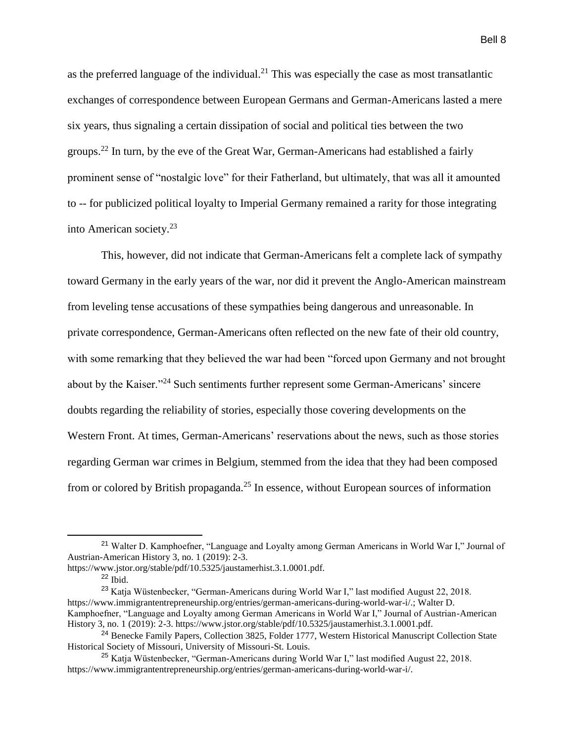as the preferred language of the individual.[21] This was especially the case as most transatlantic exchanges of correspondence between European Germans and German-Americans lasted a mere six years, thus signaling a certain dissipation of social and political ties between the two groups.[22] In turn, by the eve of the Great War, German-Americans had established a fairly prominent sense of "nostalgic love" for their Fatherland, but ultimately, that was all it amounted to -- for publicized political loyalty to Imperial Germany remained a rarity for those integrating into American society.[23]

This, however, did not indicate that German-Americans felt a complete lack of sympathy toward Germany in the early years of the war, nor did it prevent the Anglo-American mainstream from leveling tense accusations of these sympathies being dangerous and unreasonable. In private correspondence, German-Americans often reflected on the new fate of their old country, with some remarking that they believed the war had been "forced upon Germany and not brought about by the Kaiser."[24] Such sentiments further represent some German-Americans' sincere doubts regarding the reliability of stories, especially those covering developments on the Western Front. At times, German-Americans' reservations about the news, such as those stories regarding German war crimes in Belgium, stemmed from the idea that they had been composed from or colored by British propaganda.[25] In essence, without European sources of information

---

[21] Walter D. Kamphoefner, "Language and Loyalty among German Americans in World War I," Journal of Austrian-American History 3, no. 1 (2019): 2-3. https://www.jstor.org/stable/pdf/10.5325/jaustamerhist.3.1.0001.pdf.

[22] Ibid.

[23] Katja Wüstenbecker, "German-Americans during World War I," last modified August 22, 2018. https://www.immigrantentrepreneurship.org/entries/german-americans-during-world-war-i/.; Walter D. Kamphoefner, "Language and Loyalty among German Americans in World War I," Journal of Austrian-American History 3, no. 1 (2019): 2-3. https://www.jstor.org/stable/pdf/10.5325/jaustamerhist.3.1.0001.pdf.

[24] Benecke Family Papers, Collection 3825, Folder 1777, Western Historical Manuscript Collection State Historical Society of Missouri, University of Missouri-St. Louis.

[25] Katja Wüstenbecker, "German-Americans during World War I," last modified August 22, 2018. https://www.immigrantentrepreneurship.org/entries/german-americans-during-world-war-i/.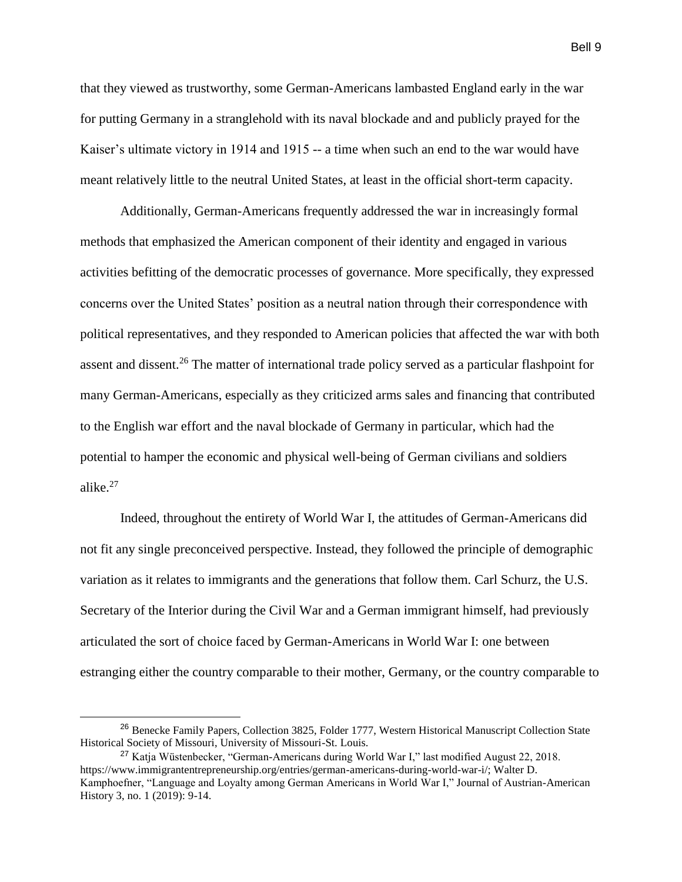that they viewed as trustworthy, some German-Americans lambasted England early in the war for putting Germany in a stranglehold with its naval blockade and and publicly prayed for the Kaiser's ultimate victory in 1914 and 1915 -- a time when such an end to the war would have meant relatively little to the neutral United States, at least in the official short-term capacity.

Additionally, German-Americans frequently addressed the war in increasingly formal methods that emphasized the American component of their identity and engaged in various activities befitting of the democratic processes of governance. More specifically, they expressed concerns over the United States' position as a neutral nation through their correspondence with political representatives, and they responded to American policies that affected the war with both assent and dissent.[26] The matter of international trade policy served as a particular flashpoint for many German-Americans, especially as they criticized arms sales and financing that contributed to the English war effort and the naval blockade of Germany in particular, which had the potential to hamper the economic and physical well-being of German civilians and soldiers alike.[27]

Indeed, throughout the entirety of World War I, the attitudes of German-Americans did not fit any single preconceived perspective. Instead, they followed the principle of demographic variation as it relates to immigrants and the generations that follow them. Carl Schurz, the U.S. Secretary of the Interior during the Civil War and a German immigrant himself, had previously articulated the sort of choice faced by German-Americans in World War I: one between estranging either the country comparable to their mother, Germany, or the country comparable to

[26] Benecke Family Papers, Collection 3825, Folder 1777, Western Historical Manuscript Collection State Historical Society of Missouri, University of Missouri-St. Louis.

[27] Katja Wüstenbecker, "German-Americans during World War I," last modified August 22, 2018. https://www.immigrantentrepreneurship.org/entries/german-americans-during-world-war-i/; Walter D. Kamphoefner, "Language and Loyalty among German Americans in World War I," Journal of Austrian-American History 3, no. 1 (2019): 9-14.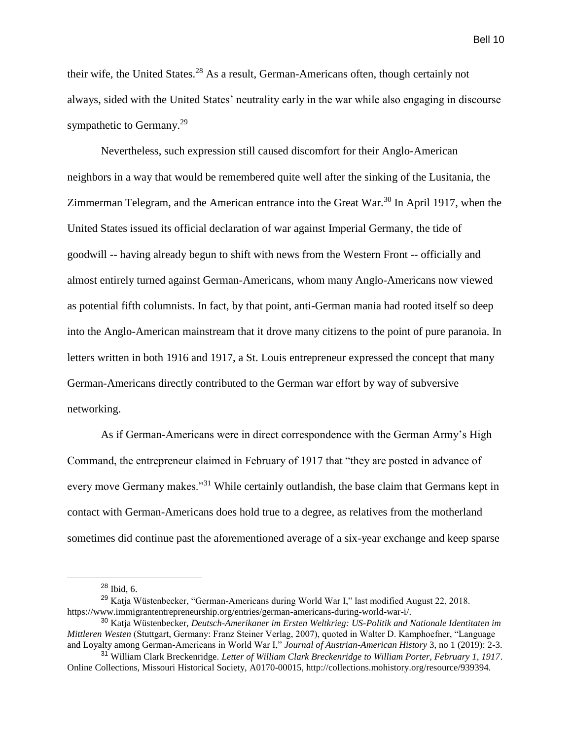their wife, the United States.[28] As a result, German-Americans often, though certainly not always, sided with the United States' neutrality early in the war while also engaging in discourse sympathetic to Germany.[29]

Nevertheless, such expression still caused discomfort for their Anglo-American neighbors in a way that would be remembered quite well after the sinking of the Lusitania, the Zimmerman Telegram, and the American entrance into the Great War.[30] In April 1917, when the United States issued its official declaration of war against Imperial Germany, the tide of goodwill -- having already begun to shift with news from the Western Front -- officially and almost entirely turned against German-Americans, whom many Anglo-Americans now viewed as potential fifth columnists. In fact, by that point, anti-German mania had rooted itself so deep into the Anglo-American mainstream that it drove many citizens to the point of pure paranoia. In letters written in both 1916 and 1917, a St. Louis entrepreneur expressed the concept that many German-Americans directly contributed to the German war effort by way of subversive networking.

As if German-Americans were in direct correspondence with the German Army's High Command, the entrepreneur claimed in February of 1917 that "they are posted in advance of every move Germany makes."[31] While certainly outlandish, the base claim that Germans kept in contact with German-Americans does hold true to a degree, as relatives from the motherland sometimes did continue past the aforementioned average of a six-year exchange and keep sparse

---

[28] Ibid, 6.

[29] Katja Wüstenbecker, "German-Americans during World War I," last modified August 22, 2018. https://www.immigrantentrepreneurship.org/entries/german-americans-during-world-war-i/.

[30] Katja Wüstenbecker, *Deutsch-Amerikaner im Ersten Weltkrieg: US-Politik and Nationale Identitaten im Mittleren Westen* (Stuttgart, Germany: Franz Steiner Verlag, 2007), quoted in Walter D. Kamphoefner, "Language and Loyalty among German-Americans in World War I," *Journal of Austrian-American History* 3, no 1 (2019): 2-3.

[31] William Clark Breckenridge. *Letter of William Clark Breckenridge to William Porter, February 1, 1917*. Online Collections, Missouri Historical Society, A0170-00015, http://collections.mohistory.org/resource/939394.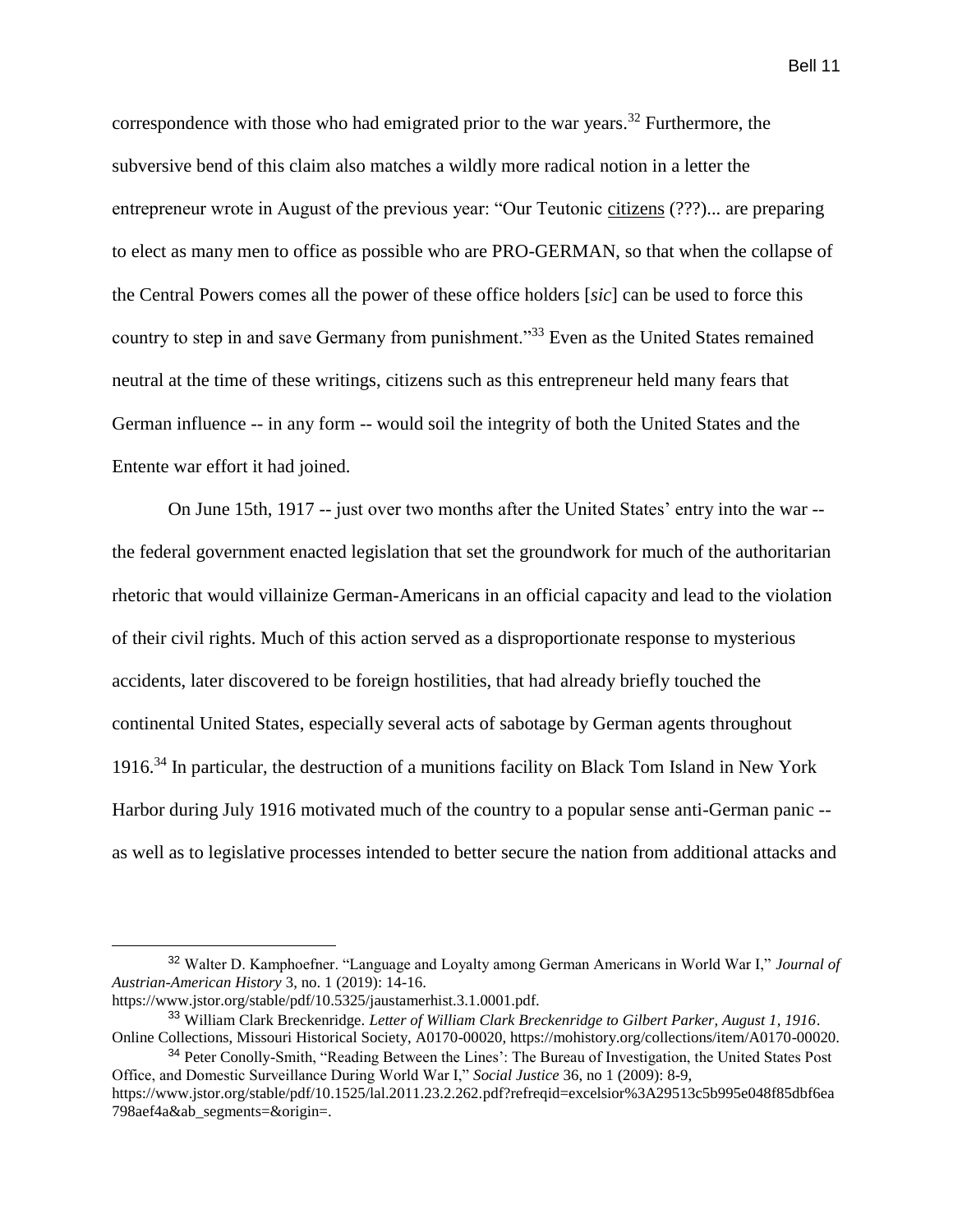correspondence with those who had emigrated prior to the war years.[32] Furthermore, the subversive bend of this claim also matches a wildly more radical notion in a letter the entrepreneur wrote in August of the previous year: "Our Teutonic <u>citizens</u> (???)... are preparing to elect as many men to office as possible who are PRO-GERMAN, so that when the collapse of the Central Powers comes all the power of these office holders [*sic*] can be used to force this country to step in and save Germany from punishment."[33] Even as the United States remained neutral at the time of these writings, citizens such as this entrepreneur held many fears that German influence -- in any form -- would soil the integrity of both the United States and the Entente war effort it had joined.

On June 15th, 1917 -- just over two months after the United States' entry into the war -- the federal government enacted legislation that set the groundwork for much of the authoritarian rhetoric that would villainize German-Americans in an official capacity and lead to the violation of their civil rights. Much of this action served as a disproportionate response to mysterious accidents, later discovered to be foreign hostilities, that had already briefly touched the continental United States, especially several acts of sabotage by German agents throughout 1916.[34] In particular, the destruction of a munitions facility on Black Tom Island in New York Harbor during July 1916 motivated much of the country to a popular sense anti-German panic -- as well as to legislative processes intended to better secure the nation from additional attacks and

---

[32] Walter D. Kamphoefner. "Language and Loyalty among German Americans in World War I," *Journal of Austrian-American History* 3, no. 1 (2019): 14-16. https://www.jstor.org/stable/pdf/10.5325/jaustamerhist.3.1.0001.pdf.

[33] William Clark Breckenridge. *Letter of William Clark Breckenridge to Gilbert Parker, August 1, 1916*. Online Collections, Missouri Historical Society, A0170-00020, https://mohistory.org/collections/item/A0170-00020.

[34] Peter Conolly-Smith, "Reading Between the Lines': The Bureau of Investigation, the United States Post Office, and Domestic Surveillance During World War I," *Social Justice* 36, no 1 (2009): 8-9, https://www.jstor.org/stable/pdf/10.1525/lal.2011.23.2.262.pdf?refreqid=excelsior%3A29513c5b995e048f85dbf6ea798aef4a&ab_segments=&origin=.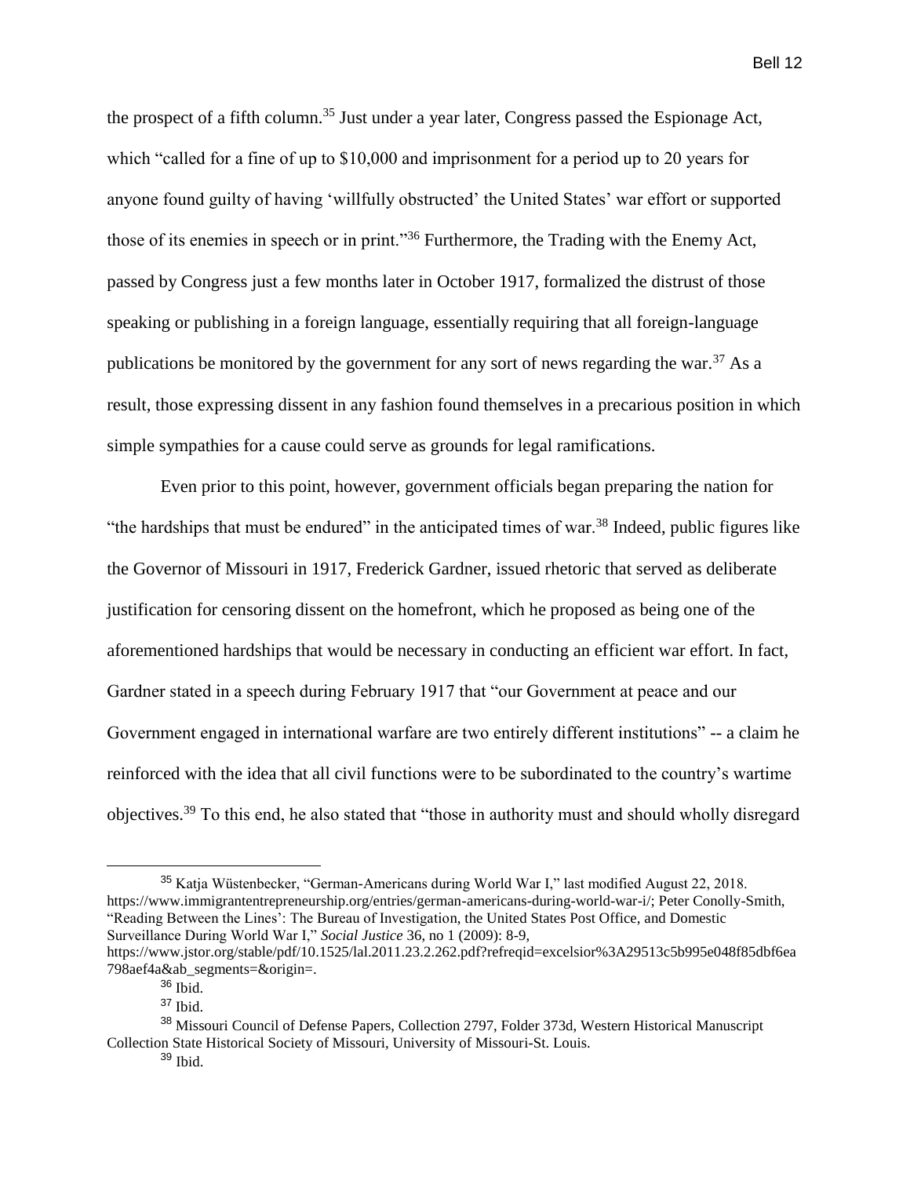the prospect of a fifth column.[35] Just under a year later, Congress passed the Espionage Act, which "called for a fine of up to $10,000 and imprisonment for a period up to 20 years for anyone found guilty of having 'willfully obstructed' the United States' war effort or supported those of its enemies in speech or in print."[36] Furthermore, the Trading with the Enemy Act, passed by Congress just a few months later in October 1917, formalized the distrust of those speaking or publishing in a foreign language, essentially requiring that all foreign-language publications be monitored by the government for any sort of news regarding the war.[37] As a result, those expressing dissent in any fashion found themselves in a precarious position in which simple sympathies for a cause could serve as grounds for legal ramifications.

Even prior to this point, however, government officials began preparing the nation for "the hardships that must be endured" in the anticipated times of war.[38] Indeed, public figures like the Governor of Missouri in 1917, Frederick Gardner, issued rhetoric that served as deliberate justification for censoring dissent on the homefront, which he proposed as being one of the aforementioned hardships that would be necessary in conducting an efficient war effort. In fact, Gardner stated in a speech during February 1917 that "our Government at peace and our Government engaged in international warfare are two entirely different institutions" -- a claim he reinforced with the idea that all civil functions were to be subordinated to the country's wartime objectives.[39] To this end, he also stated that "those in authority must and should wholly disregard

---

[35] Katja Wüstenbecker, "German-Americans during World War I," last modified August 22, 2018. https://www.immigrantentrepreneurship.org/entries/german-americans-during-world-war-i/; Peter Conolly-Smith, "'Reading Between the Lines': The Bureau of Investigation, the United States Post Office, and Domestic Surveillance During World War I," *Social Justice* 36, no 1 (2009): 8-9, https://www.jstor.org/stable/pdf/10.1525/lal.2011.23.2.262.pdf?refreqid=excelsior%3A29513c5b995e048f85dbf6ea798aef4a&ab_segments=&origin=.

[36] Ibid.

[37] Ibid.

[38] Missouri Council of Defense Papers, Collection 2797, Folder 373d, Western Historical Manuscript Collection State Historical Society of Missouri, University of Missouri-St. Louis.

[39] Ibid.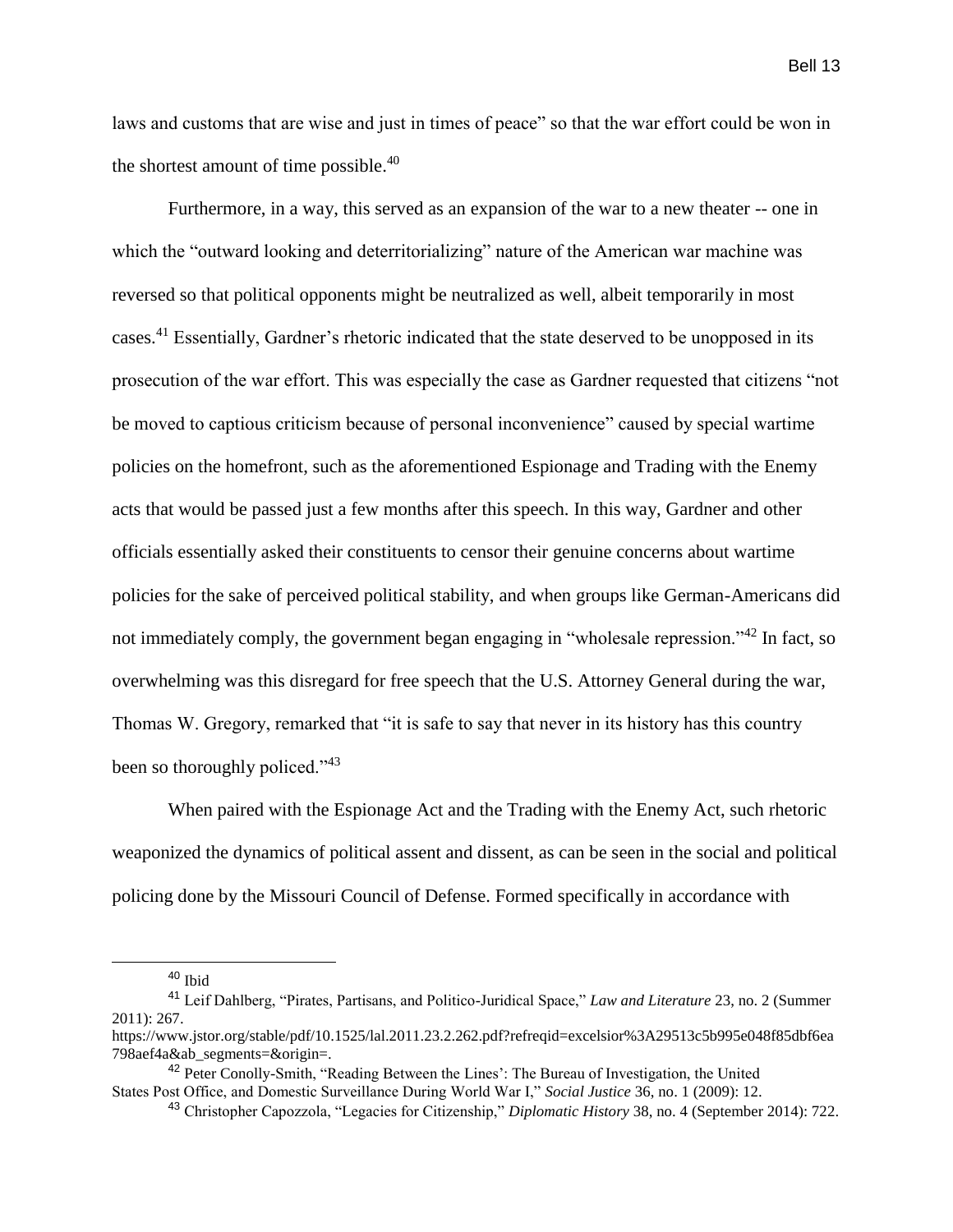laws and customs that are wise and just in times of peace" so that the war effort could be won in the shortest amount of time possible.[40]

Furthermore, in a way, this served as an expansion of the war to a new theater -- one in which the "outward looking and deterritorializing" nature of the American war machine was reversed so that political opponents might be neutralized as well, albeit temporarily in most cases.[41] Essentially, Gardner's rhetoric indicated that the state deserved to be unopposed in its prosecution of the war effort. This was especially the case as Gardner requested that citizens "not be moved to captious criticism because of personal inconvenience" caused by special wartime policies on the homefront, such as the aforementioned Espionage and Trading with the Enemy acts that would be passed just a few months after this speech. In this way, Gardner and other officials essentially asked their constituents to censor their genuine concerns about wartime policies for the sake of perceived political stability, and when groups like German-Americans did not immediately comply, the government began engaging in "wholesale repression."[42] In fact, so overwhelming was this disregard for free speech that the U.S. Attorney General during the war, Thomas W. Gregory, remarked that "it is safe to say that never in its history has this country been so thoroughly policed."[43]

When paired with the Espionage Act and the Trading with the Enemy Act, such rhetoric weaponized the dynamics of political assent and dissent, as can be seen in the social and political policing done by the Missouri Council of Defense. Formed specifically in accordance with

---

[40] Ibid

[41] Leif Dahlberg, "Pirates, Partisans, and Politico-Juridical Space," *Law and Literature* 23, no. 2 (Summer 2011): 267. https://www.jstor.org/stable/pdf/10.1525/lal.2011.23.2.262.pdf?refreqid=excelsior%3A29513c5b995e048f85dbf6ea798aef4a&ab_segments=&origin=.

[42] Peter Conolly-Smith, "Reading Between the Lines': The Bureau of Investigation, the United States Post Office, and Domestic Surveillance During World War I," *Social Justice* 36, no. 1 (2009): 12.

[43] Christopher Capozzola, "Legacies for Citizenship," *Diplomatic History* 38, no. 4 (September 2014): 722.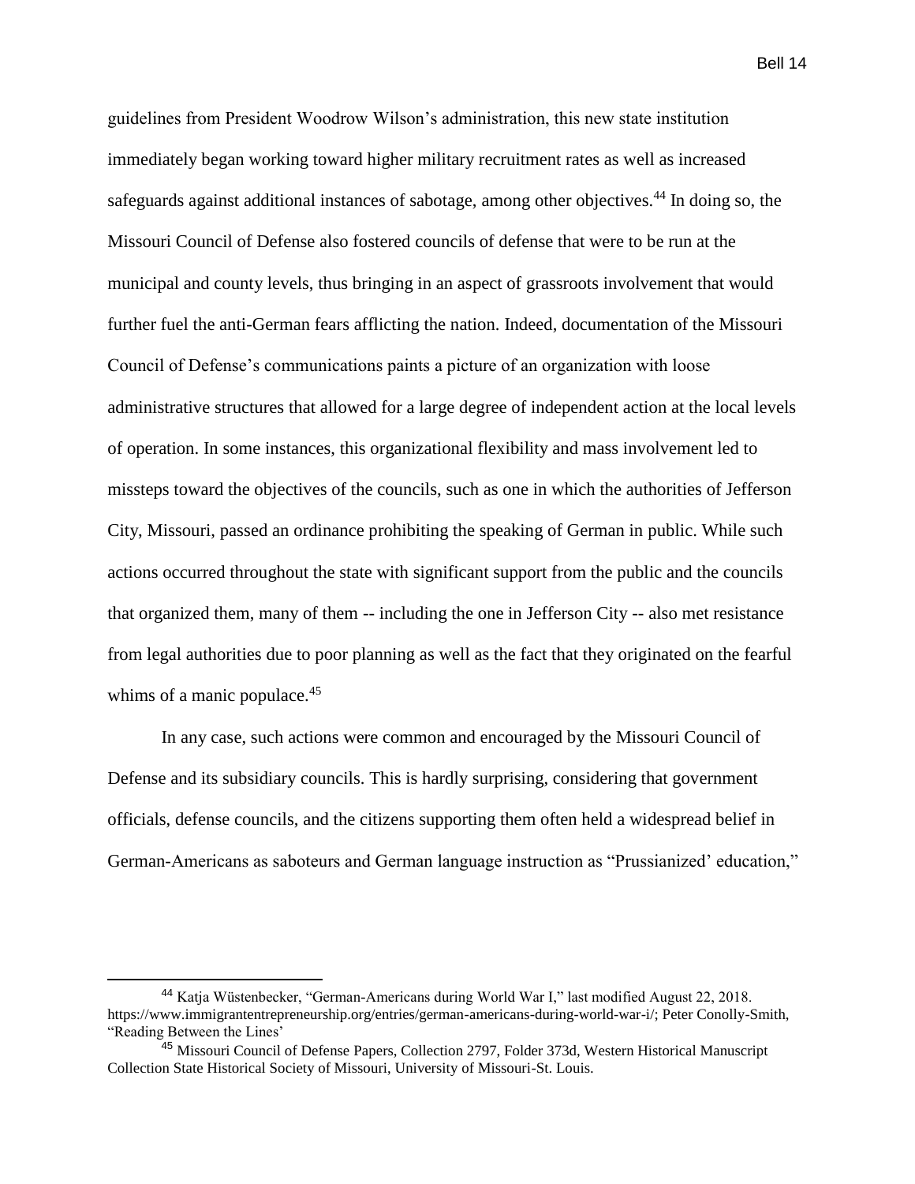guidelines from President Woodrow Wilson's administration, this new state institution immediately began working toward higher military recruitment rates as well as increased safeguards against additional instances of sabotage, among other objectives.[44] In doing so, the Missouri Council of Defense also fostered councils of defense that were to be run at the municipal and county levels, thus bringing in an aspect of grassroots involvement that would further fuel the anti-German fears afflicting the nation. Indeed, documentation of the Missouri Council of Defense's communications paints a picture of an organization with loose administrative structures that allowed for a large degree of independent action at the local levels of operation. In some instances, this organizational flexibility and mass involvement led to missteps toward the objectives of the councils, such as one in which the authorities of Jefferson City, Missouri, passed an ordinance prohibiting the speaking of German in public. While such actions occurred throughout the state with significant support from the public and the councils that organized them, many of them -- including the one in Jefferson City -- also met resistance from legal authorities due to poor planning as well as the fact that they originated on the fearful whims of a manic populace.[45]

In any case, such actions were common and encouraged by the Missouri Council of Defense and its subsidiary councils. This is hardly surprising, considering that government officials, defense councils, and the citizens supporting them often held a widespread belief in German-Americans as saboteurs and German language instruction as "Prussianized' education,"

---

[44] Katja Wüstenbecker, "German-Americans during World War I," last modified August 22, 2018. https://www.immigrantentrepreneurship.org/entries/german-americans-during-world-war-i/; Peter Conolly-Smith, "Reading Between the Lines'

[45] Missouri Council of Defense Papers, Collection 2797, Folder 373d, Western Historical Manuscript Collection State Historical Society of Missouri, University of Missouri-St. Louis.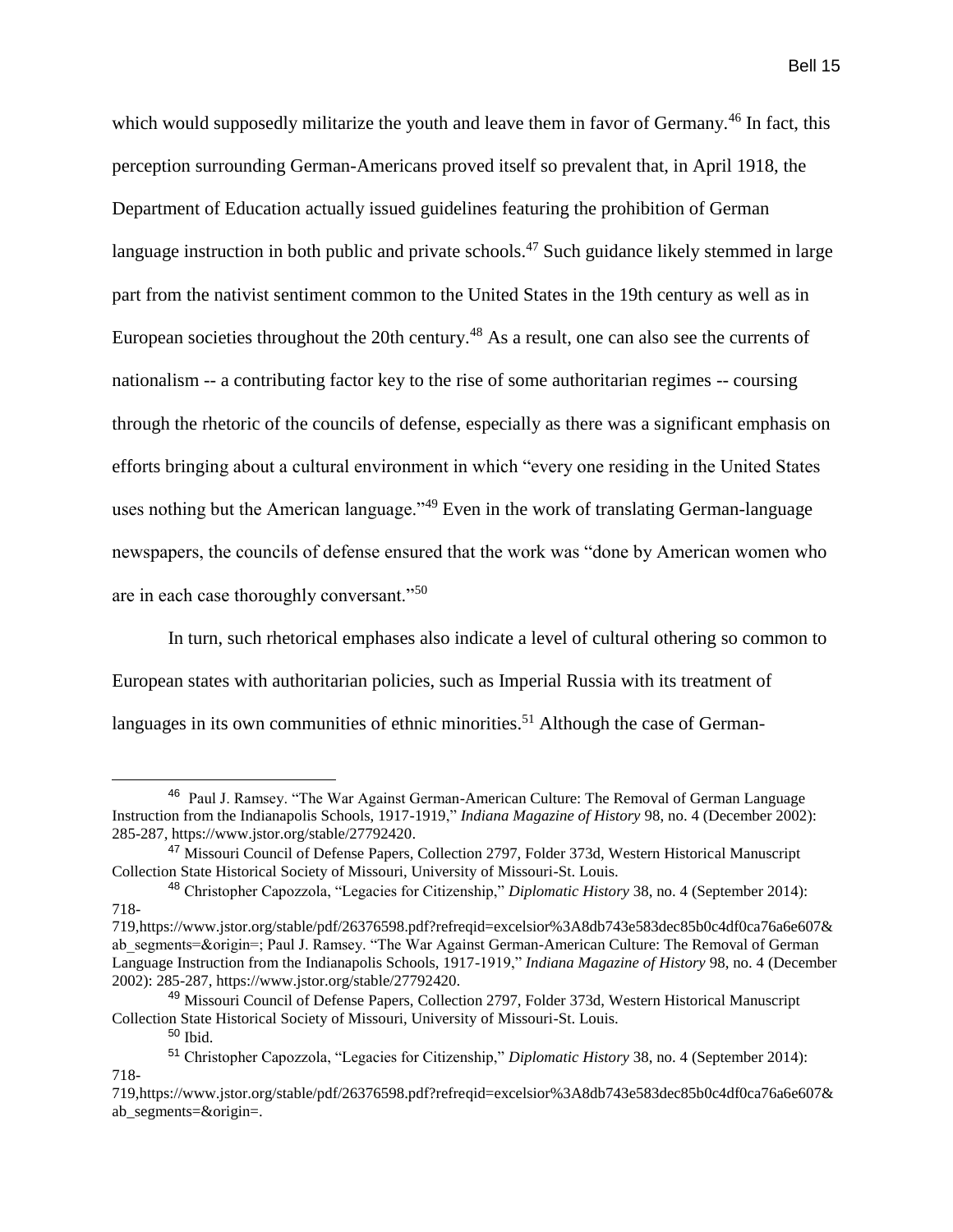which would supposedly militarize the youth and leave them in favor of Germany.[46] In fact, this perception surrounding German-Americans proved itself so prevalent that, in April 1918, the Department of Education actually issued guidelines featuring the prohibition of German language instruction in both public and private schools.[47] Such guidance likely stemmed in large part from the nativist sentiment common to the United States in the 19th century as well as in European societies throughout the 20th century.[48] As a result, one can also see the currents of nationalism -- a contributing factor key to the rise of some authoritarian regimes -- coursing through the rhetoric of the councils of defense, especially as there was a significant emphasis on efforts bringing about a cultural environment in which "every one residing in the United States uses nothing but the American language."[49] Even in the work of translating German-language newspapers, the councils of defense ensured that the work was "done by American women who are in each case thoroughly conversant."[50]

In turn, such rhetorical emphases also indicate a level of cultural othering so common to European states with authoritarian policies, such as Imperial Russia with its treatment of languages in its own communities of ethnic minorities.[51] Although the case of German-

---

[46] Paul J. Ramsey. "The War Against German-American Culture: The Removal of German Language Instruction from the Indianapolis Schools, 1917-1919," *Indiana Magazine of History* 98, no. 4 (December 2002): 285-287, https://www.jstor.org/stable/27792420.

[47] Missouri Council of Defense Papers, Collection 2797, Folder 373d, Western Historical Manuscript Collection State Historical Society of Missouri, University of Missouri-St. Louis.

[48] Christopher Capozzola, "Legacies for Citizenship," *Diplomatic History* 38, no. 4 (September 2014): 718-719,https://www.jstor.org/stable/pdf/26376598.pdf?refreqid=excelsior%3A8db743e583dec85b0c4df0ca76a6e607&ab_segments=&origin=; Paul J. Ramsey. "The War Against German-American Culture: The Removal of German Language Instruction from the Indianapolis Schools, 1917-1919," *Indiana Magazine of History* 98, no. 4 (December 2002): 285-287, https://www.jstor.org/stable/27792420.

[49] Missouri Council of Defense Papers, Collection 2797, Folder 373d, Western Historical Manuscript Collection State Historical Society of Missouri, University of Missouri-St. Louis.

[50] Ibid.

[51] Christopher Capozzola, "Legacies for Citizenship," *Diplomatic History* 38, no. 4 (September 2014): 718-719,https://www.jstor.org/stable/pdf/26376598.pdf?refreqid=excelsior%3A8db743e583dec85b0c4df0ca76a6e607&ab_segments=&origin=.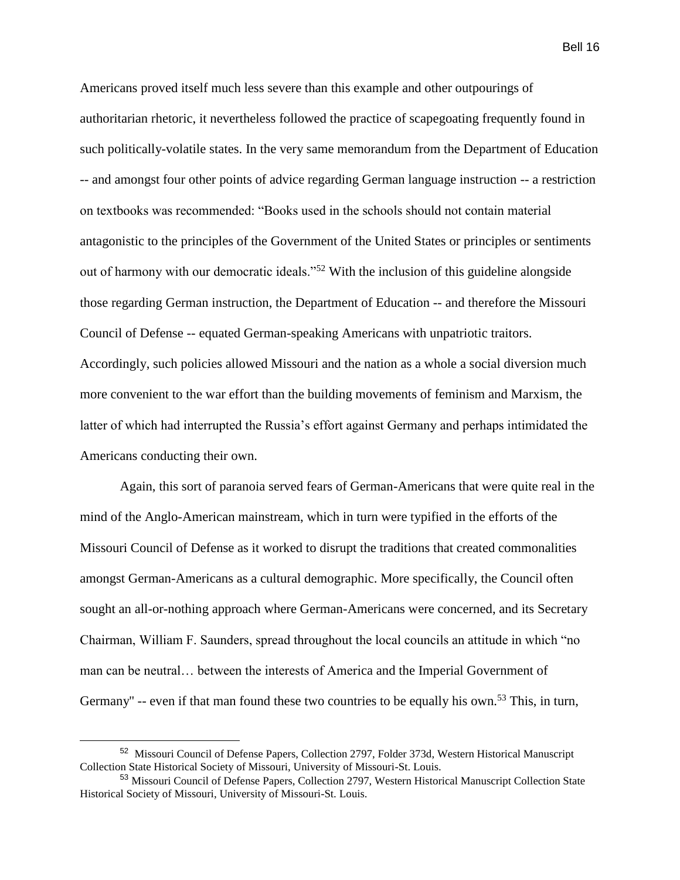Americans proved itself much less severe than this example and other outpourings of authoritarian rhetoric, it nevertheless followed the practice of scapegoating frequently found in such politically-volatile states. In the very same memorandum from the Department of Education -- and amongst four other points of advice regarding German language instruction -- a restriction on textbooks was recommended: "Books used in the schools should not contain material antagonistic to the principles of the Government of the United States or principles or sentiments out of harmony with our democratic ideals."[52] With the inclusion of this guideline alongside those regarding German instruction, the Department of Education -- and therefore the Missouri Council of Defense -- equated German-speaking Americans with unpatriotic traitors. Accordingly, such policies allowed Missouri and the nation as a whole a social diversion much more convenient to the war effort than the building movements of feminism and Marxism, the latter of which had interrupted the Russia's effort against Germany and perhaps intimidated the Americans conducting their own.

Again, this sort of paranoia served fears of German-Americans that were quite real in the mind of the Anglo-American mainstream, which in turn were typified in the efforts of the Missouri Council of Defense as it worked to disrupt the traditions that created commonalities amongst German-Americans as a cultural demographic. More specifically, the Council often sought an all-or-nothing approach where German-Americans were concerned, and its Secretary Chairman, William F. Saunders, spread throughout the local councils an attitude in which "no man can be neutral… between the interests of America and the Imperial Government of Germany" -- even if that man found these two countries to be equally his own.[53] This, in turn,

---

[52] Missouri Council of Defense Papers, Collection 2797, Folder 373d, Western Historical Manuscript Collection State Historical Society of Missouri, University of Missouri-St. Louis.

[53] Missouri Council of Defense Papers, Collection 2797, Western Historical Manuscript Collection State Historical Society of Missouri, University of Missouri-St. Louis.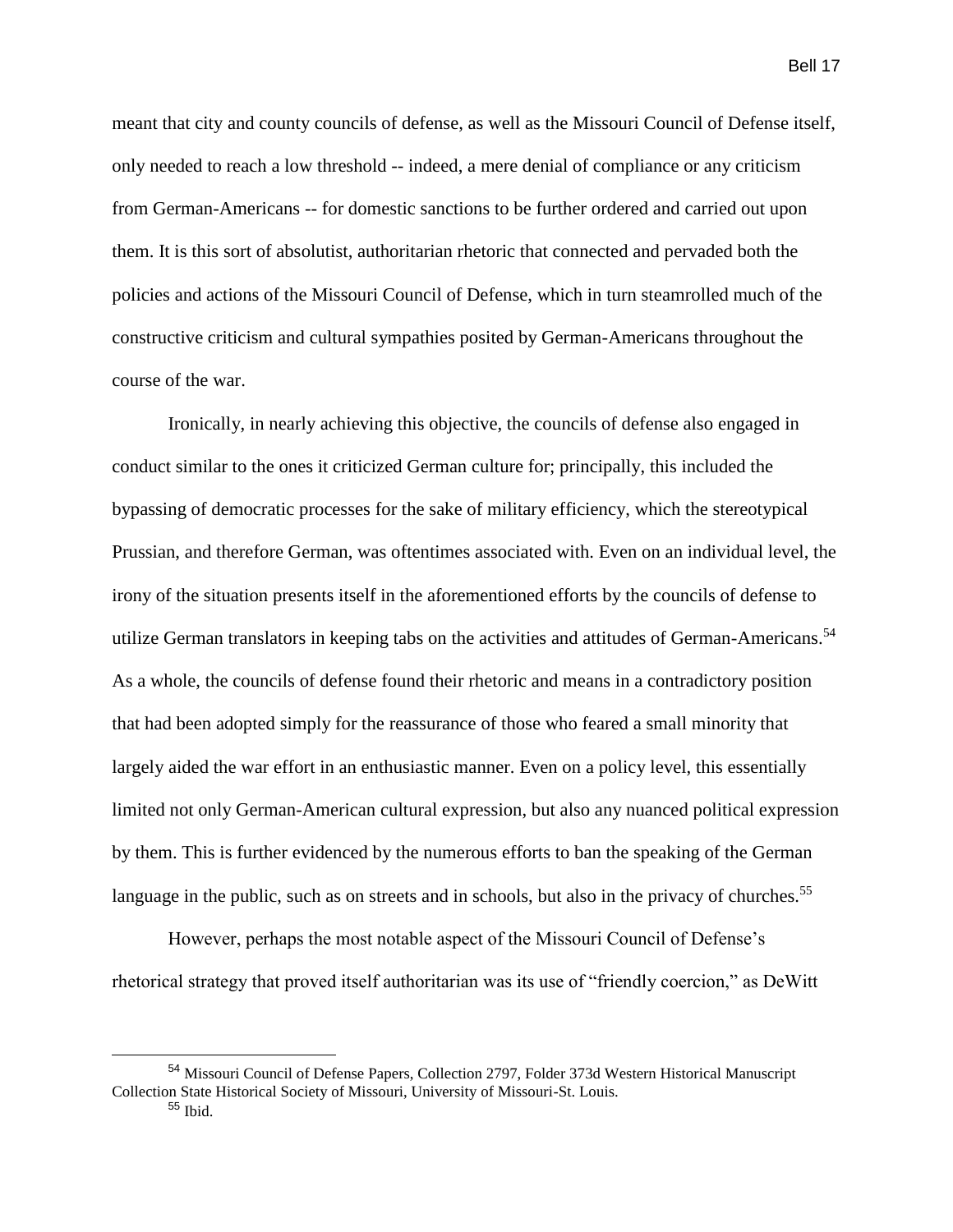meant that city and county councils of defense, as well as the Missouri Council of Defense itself, only needed to reach a low threshold -- indeed, a mere denial of compliance or any criticism from German-Americans -- for domestic sanctions to be further ordered and carried out upon them. It is this sort of absolutist, authoritarian rhetoric that connected and pervaded both the policies and actions of the Missouri Council of Defense, which in turn steamrolled much of the constructive criticism and cultural sympathies posited by German-Americans throughout the course of the war.

Ironically, in nearly achieving this objective, the councils of defense also engaged in conduct similar to the ones it criticized German culture for; principally, this included the bypassing of democratic processes for the sake of military efficiency, which the stereotypical Prussian, and therefore German, was oftentimes associated with. Even on an individual level, the irony of the situation presents itself in the aforementioned efforts by the councils of defense to utilize German translators in keeping tabs on the activities and attitudes of German-Americans.[54] As a whole, the councils of defense found their rhetoric and means in a contradictory position that had been adopted simply for the reassurance of those who feared a small minority that largely aided the war effort in an enthusiastic manner. Even on a policy level, this essentially limited not only German-American cultural expression, but also any nuanced political expression by them. This is further evidenced by the numerous efforts to ban the speaking of the German language in the public, such as on streets and in schools, but also in the privacy of churches.[55]

However, perhaps the most notable aspect of the Missouri Council of Defense's rhetorical strategy that proved itself authoritarian was its use of "friendly coercion," as DeWitt

---

[54] Missouri Council of Defense Papers, Collection 2797, Folder 373d Western Historical Manuscript Collection State Historical Society of Missouri, University of Missouri-St. Louis.

[55] Ibid.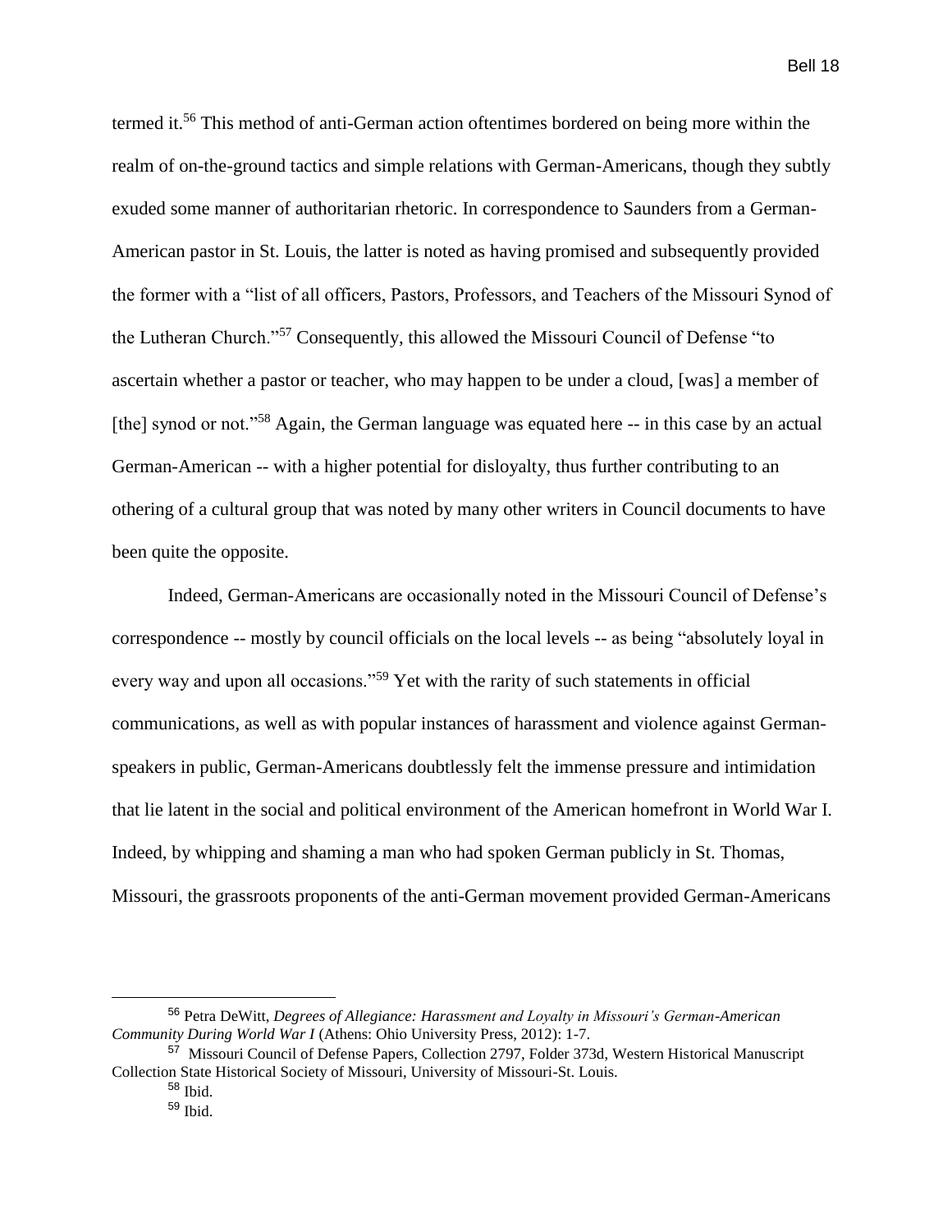termed it.[56] This method of anti-German action oftentimes bordered on being more within the realm of on-the-ground tactics and simple relations with German-Americans, though they subtly exuded some manner of authoritarian rhetoric. In correspondence to Saunders from a German-American pastor in St. Louis, the latter is noted as having promised and subsequently provided the former with a "list of all officers, Pastors, Professors, and Teachers of the Missouri Synod of the Lutheran Church."[57] Consequently, this allowed the Missouri Council of Defense "to ascertain whether a pastor or teacher, who may happen to be under a cloud, [was] a member of [the] synod or not."[58] Again, the German language was equated here -- in this case by an actual German-American -- with a higher potential for disloyalty, thus further contributing to an othering of a cultural group that was noted by many other writers in Council documents to have been quite the opposite.

Indeed, German-Americans are occasionally noted in the Missouri Council of Defense's correspondence -- mostly by council officials on the local levels -- as being "absolutely loyal in every way and upon all occasions."[59] Yet with the rarity of such statements in official communications, as well as with popular instances of harassment and violence against German-speakers in public, German-Americans doubtlessly felt the immense pressure and intimidation that lie latent in the social and political environment of the American homefront in World War I. Indeed, by whipping and shaming a man who had spoken German publicly in St. Thomas, Missouri, the grassroots proponents of the anti-German movement provided German-Americans

---

[56] Petra DeWitt, *Degrees of Allegiance: Harassment and Loyalty in Missouri's German-American Community During World War I* (Athens: Ohio University Press, 2012): 1-7.

[57] Missouri Council of Defense Papers, Collection 2797, Folder 373d, Western Historical Manuscript Collection State Historical Society of Missouri, University of Missouri-St. Louis.

[58] Ibid.

[59] Ibid.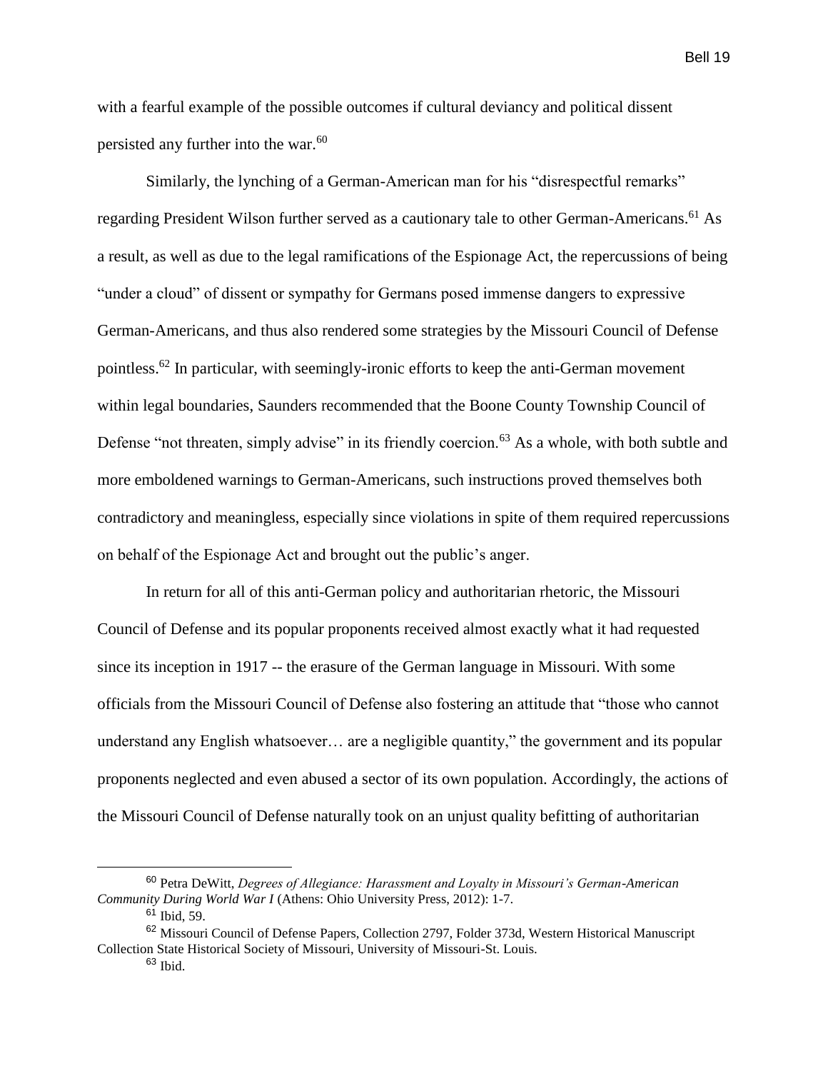with a fearful example of the possible outcomes if cultural deviancy and political dissent persisted any further into the war.[60]

Similarly, the lynching of a German-American man for his "disrespectful remarks" regarding President Wilson further served as a cautionary tale to other German-Americans.[61] As a result, as well as due to the legal ramifications of the Espionage Act, the repercussions of being "under a cloud" of dissent or sympathy for Germans posed immense dangers to expressive German-Americans, and thus also rendered some strategies by the Missouri Council of Defense pointless.[62] In particular, with seemingly-ironic efforts to keep the anti-German movement within legal boundaries, Saunders recommended that the Boone County Township Council of Defense "not threaten, simply advise" in its friendly coercion.[63] As a whole, with both subtle and more emboldened warnings to German-Americans, such instructions proved themselves both contradictory and meaningless, especially since violations in spite of them required repercussions on behalf of the Espionage Act and brought out the public's anger.

In return for all of this anti-German policy and authoritarian rhetoric, the Missouri Council of Defense and its popular proponents received almost exactly what it had requested since its inception in 1917 -- the erasure of the German language in Missouri. With some officials from the Missouri Council of Defense also fostering an attitude that "those who cannot understand any English whatsoever… are a negligible quantity," the government and its popular proponents neglected and even abused a sector of its own population. Accordingly, the actions of the Missouri Council of Defense naturally took on an unjust quality befitting of authoritarian

---

[60] Petra DeWitt, *Degrees of Allegiance: Harassment and Loyalty in Missouri's German-American Community During World War I* (Athens: Ohio University Press, 2012): 1-7.

[61] Ibid, 59.

[62] Missouri Council of Defense Papers, Collection 2797, Folder 373d, Western Historical Manuscript Collection State Historical Society of Missouri, University of Missouri-St. Louis.

[63] Ibid.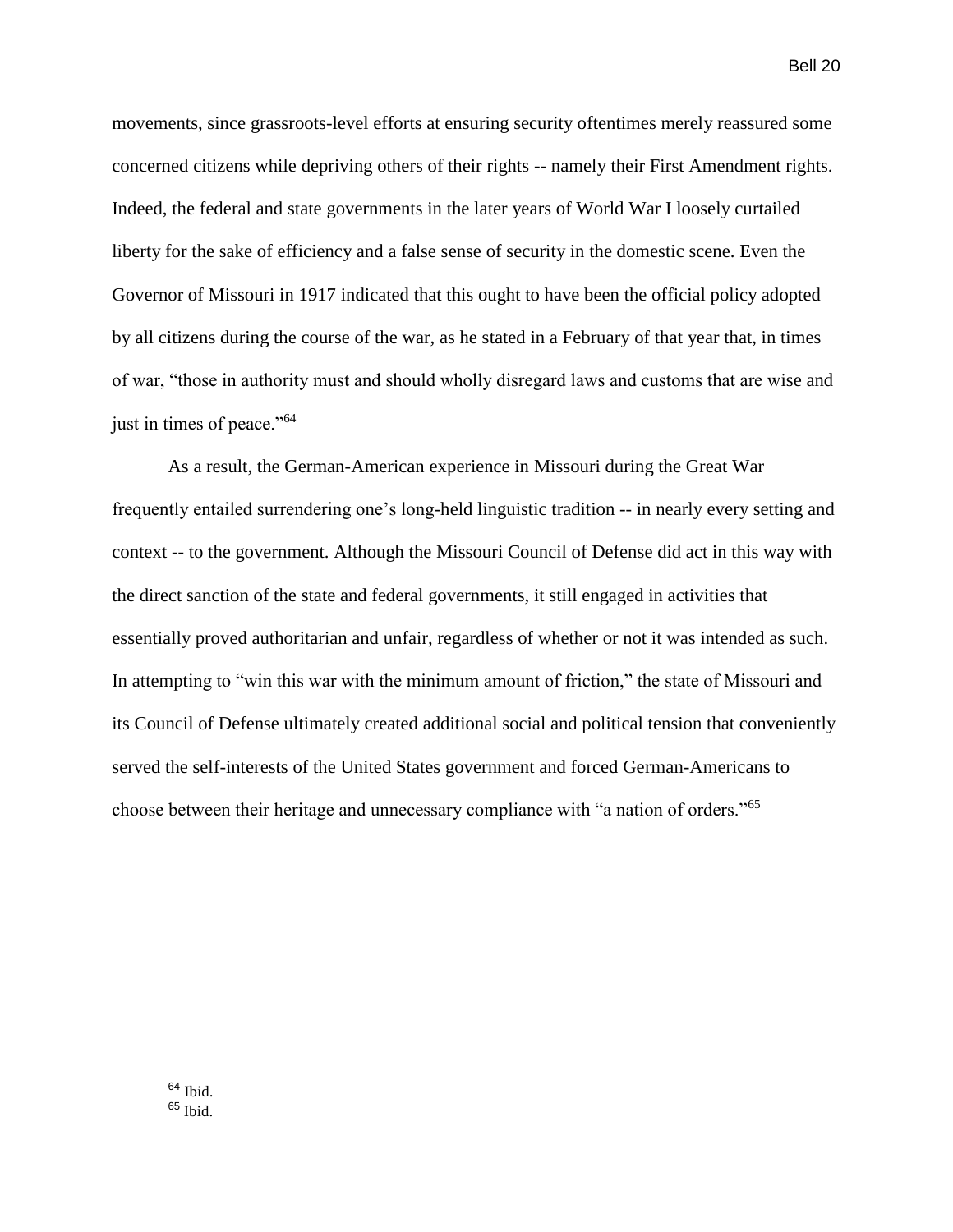movements, since grassroots-level efforts at ensuring security oftentimes merely reassured some concerned citizens while depriving others of their rights -- namely their First Amendment rights. Indeed, the federal and state governments in the later years of World War I loosely curtailed liberty for the sake of efficiency and a false sense of security in the domestic scene. Even the Governor of Missouri in 1917 indicated that this ought to have been the official policy adopted by all citizens during the course of the war, as he stated in a February of that year that, in times of war, "those in authority must and should wholly disregard laws and customs that are wise and just in times of peace."[64]

As a result, the German-American experience in Missouri during the Great War frequently entailed surrendering one's long-held linguistic tradition -- in nearly every setting and context -- to the government. Although the Missouri Council of Defense did act in this way with the direct sanction of the state and federal governments, it still engaged in activities that essentially proved authoritarian and unfair, regardless of whether or not it was intended as such. In attempting to "win this war with the minimum amount of friction," the state of Missouri and its Council of Defense ultimately created additional social and political tension that conveniently served the self-interests of the United States government and forced German-Americans to choose between their heritage and unnecessary compliance with "a nation of orders."[65]

---

[64] Ibid.

[65] Ibid.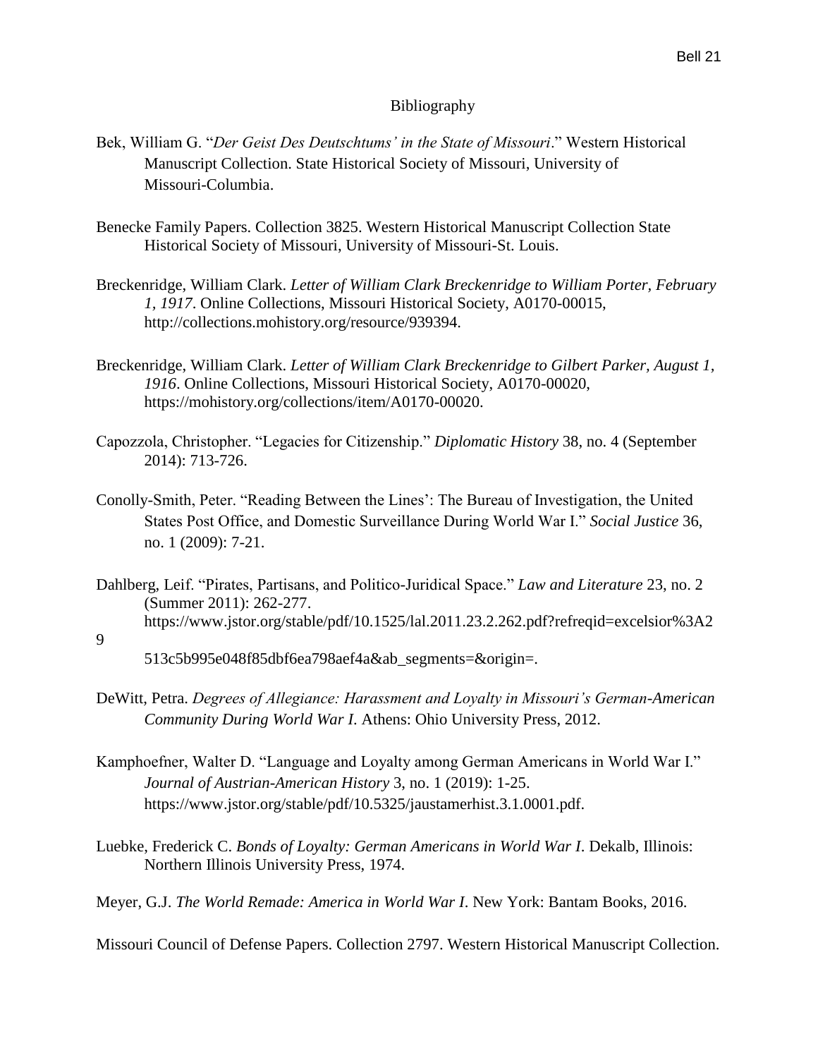# Bibliography

Bek, William G. "*Der Geist Des Deutschtums' in the State of Missouri*." Western Historical Manuscript Collection. State Historical Society of Missouri, University of Missouri-Columbia.

Benecke Family Papers. Collection 3825. Western Historical Manuscript Collection State Historical Society of Missouri, University of Missouri-St. Louis.

Breckenridge, William Clark. *Letter of William Clark Breckenridge to William Porter, February 1, 1917*. Online Collections, Missouri Historical Society, A0170-00015, http://collections.mohistory.org/resource/939394.

Breckenridge, William Clark. *Letter of William Clark Breckenridge to Gilbert Parker, August 1, 1916*. Online Collections, Missouri Historical Society, A0170-00020, https://mohistory.org/collections/item/A0170-00020.

Capozzola, Christopher. "Legacies for Citizenship." *Diplomatic History* 38, no. 4 (September 2014): 713-726.

Conolly-Smith, Peter. "Reading Between the Lines': The Bureau of Investigation, the United States Post Office, and Domestic Surveillance During World War I." *Social Justice* 36, no. 1 (2009): 7-21.

Dahlberg, Leif. "Pirates, Partisans, and Politico-Juridical Space." *Law and Literature* 23, no. 2 (Summer 2011): 262-277. https://www.jstor.org/stable/pdf/10.1525/lal.2011.23.2.262.pdf?refreqid=excelsior%3A29513c5b995e048f85dbf6ea798aef4a&ab_segments=&origin=.

DeWitt, Petra. *Degrees of Allegiance: Harassment and Loyalty in Missouri's German-American Community During World War I.* Athens: Ohio University Press, 2012.

Kamphoefner, Walter D. "Language and Loyalty among German Americans in World War I." *Journal of Austrian-American History* 3, no. 1 (2019): 1-25. https://www.jstor.org/stable/pdf/10.5325/jaustamerhist.3.1.0001.pdf.

Luebke, Frederick C. *Bonds of Loyalty: German Americans in World War I*. Dekalb, Illinois: Northern Illinois University Press, 1974.

Meyer, G.J. *The World Remade: America in World War I*. New York: Bantam Books, 2016.

Missouri Council of Defense Papers. Collection 2797. Western Historical Manuscript Collection.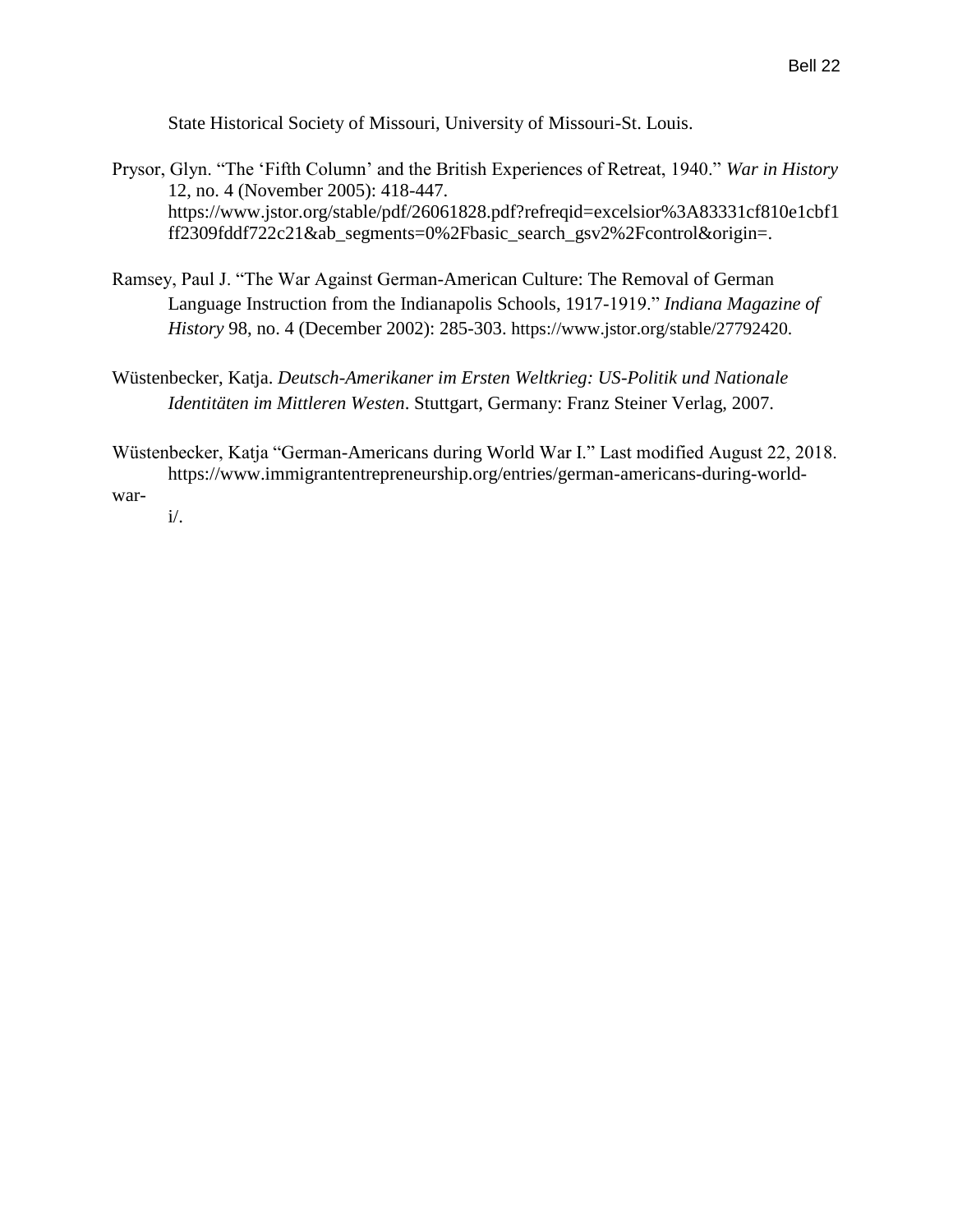State Historical Society of Missouri, University of Missouri-St. Louis.

Prysor, Glyn. "The 'Fifth Column' and the British Experiences of Retreat, 1940." *War in History* 12, no. 4 (November 2005): 418-447. https://www.jstor.org/stable/pdf/26061828.pdf?refreqid=excelsior%3A83331cf810e1cbf1ff2309fddf722c21&ab_segments=0%2Fbasic_search_gsv2%2Fcontrol&origin=.

Ramsey, Paul J. "The War Against German-American Culture: The Removal of German Language Instruction from the Indianapolis Schools, 1917-1919." *Indiana Magazine of History* 98, no. 4 (December 2002): 285-303. https://www.jstor.org/stable/27792420.

Wüstenbecker, Katja. *Deutsch-Amerikaner im Ersten Weltkrieg: US-Politik und Nationale Identitäten im Mittleren Westen*. Stuttgart, Germany: Franz Steiner Verlag, 2007.

Wüstenbecker, Katja "German-Americans during World War I." Last modified August 22, 2018. https://www.immigrantentrepreneurship.org/entries/german-americans-during-world-war-i/.